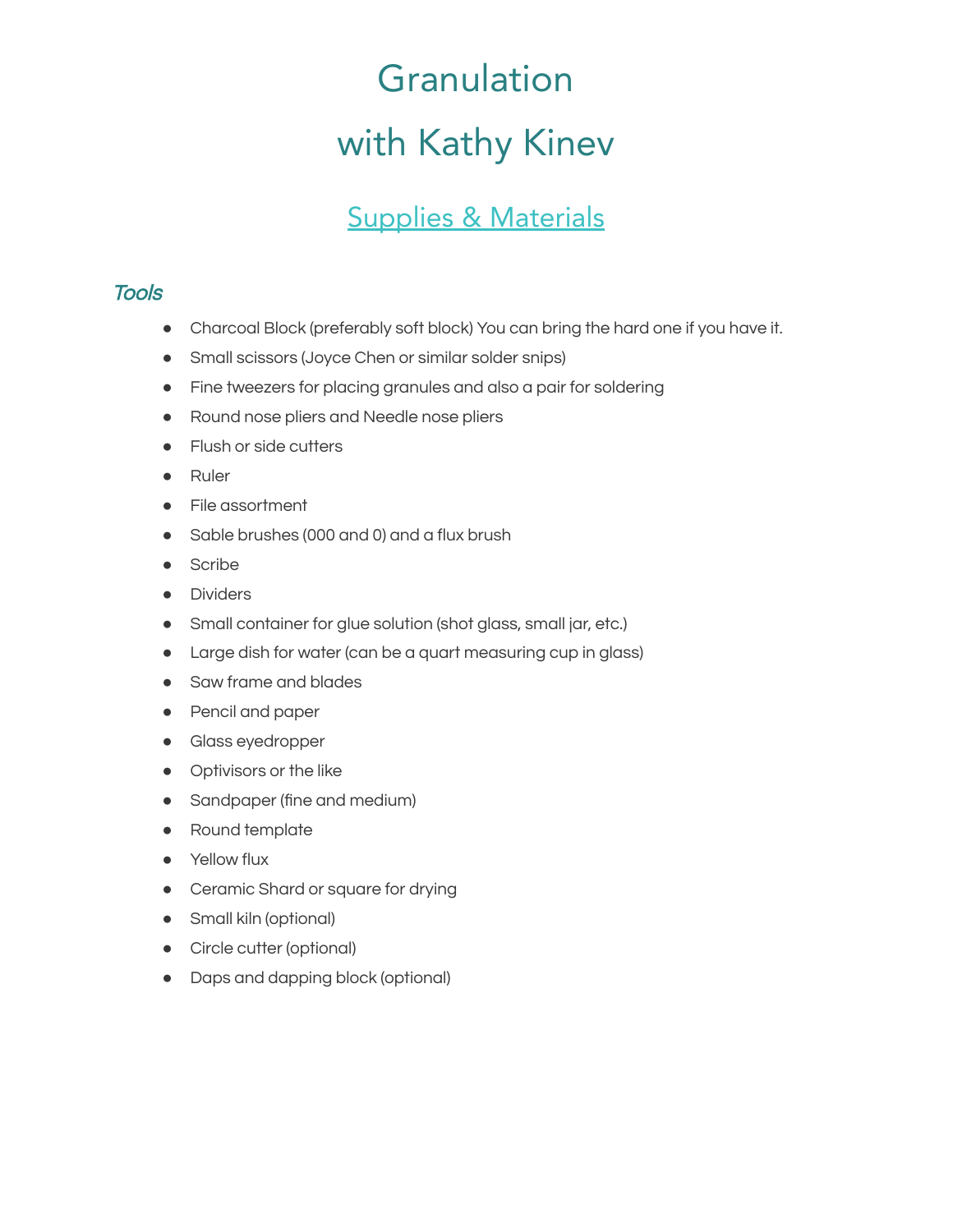# Granulation

# with Kathy Kinev

## Supplies & Materials

### *Tools*

- Charcoal Block (preferably soft block) You can bring the hard one if you have it.
- Small scissors (Joyce Chen or similar solder snips)
- Fine tweezers for placing granules and also a pair for soldering
- Round nose pliers and Needle nose pliers
- Flush or side cutters
- Ruler
- File assortment
- Sable brushes (000 and 0) and a flux brush
- Scribe
- Dividers
- Small container for glue solution (shot glass, small jar, etc.)
- Large dish for water (can be a quart measuring cup in glass)
- Saw frame and blades
- Pencil and paper
- Glass eyedropper
- Optivisors or the like
- Sandpaper (fine and medium)
- Round template
- Yellow flux
- Ceramic Shard or square for drying
- Small kiln (optional)
- Circle cutter (optional)
- Daps and dapping block (optional)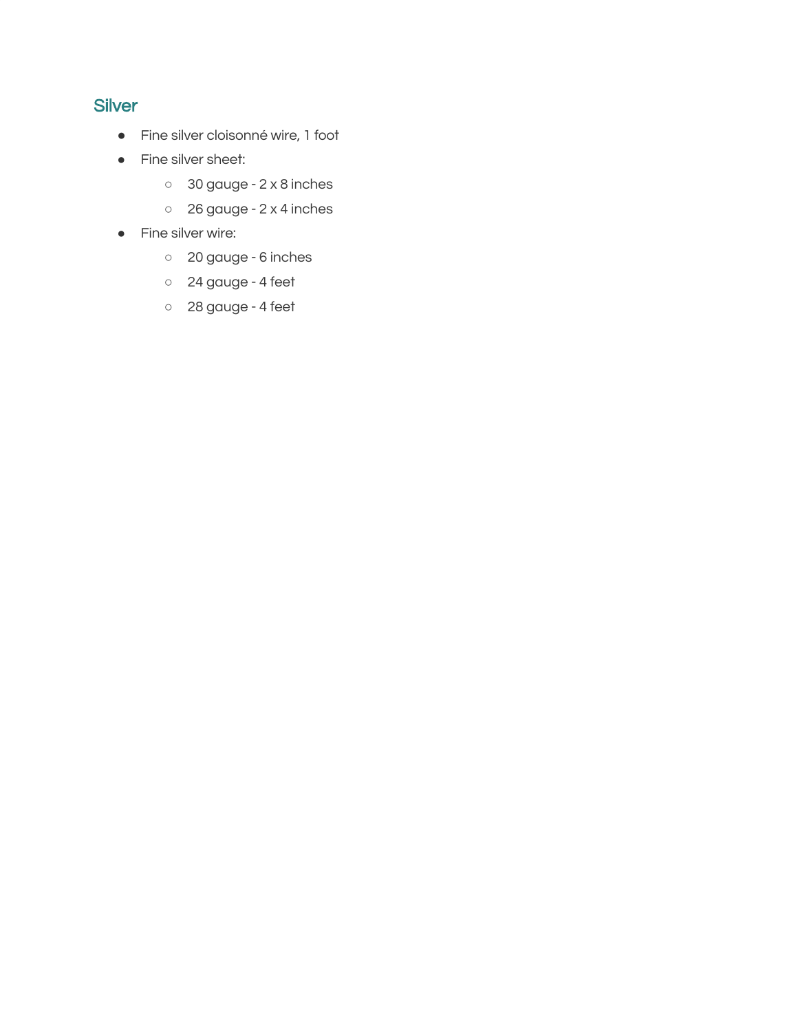## Silver

- Fine silver cloisonné wire, 1 foot
- Fine silver sheet:
  - 30 gauge - 2 x 8 inches
  - 26 gauge - 2 x 4 inches
- Fine silver wire:
  - 20 gauge - 6 inches
  - 24 gauge - 4 feet
  - 28 gauge - 4 feet